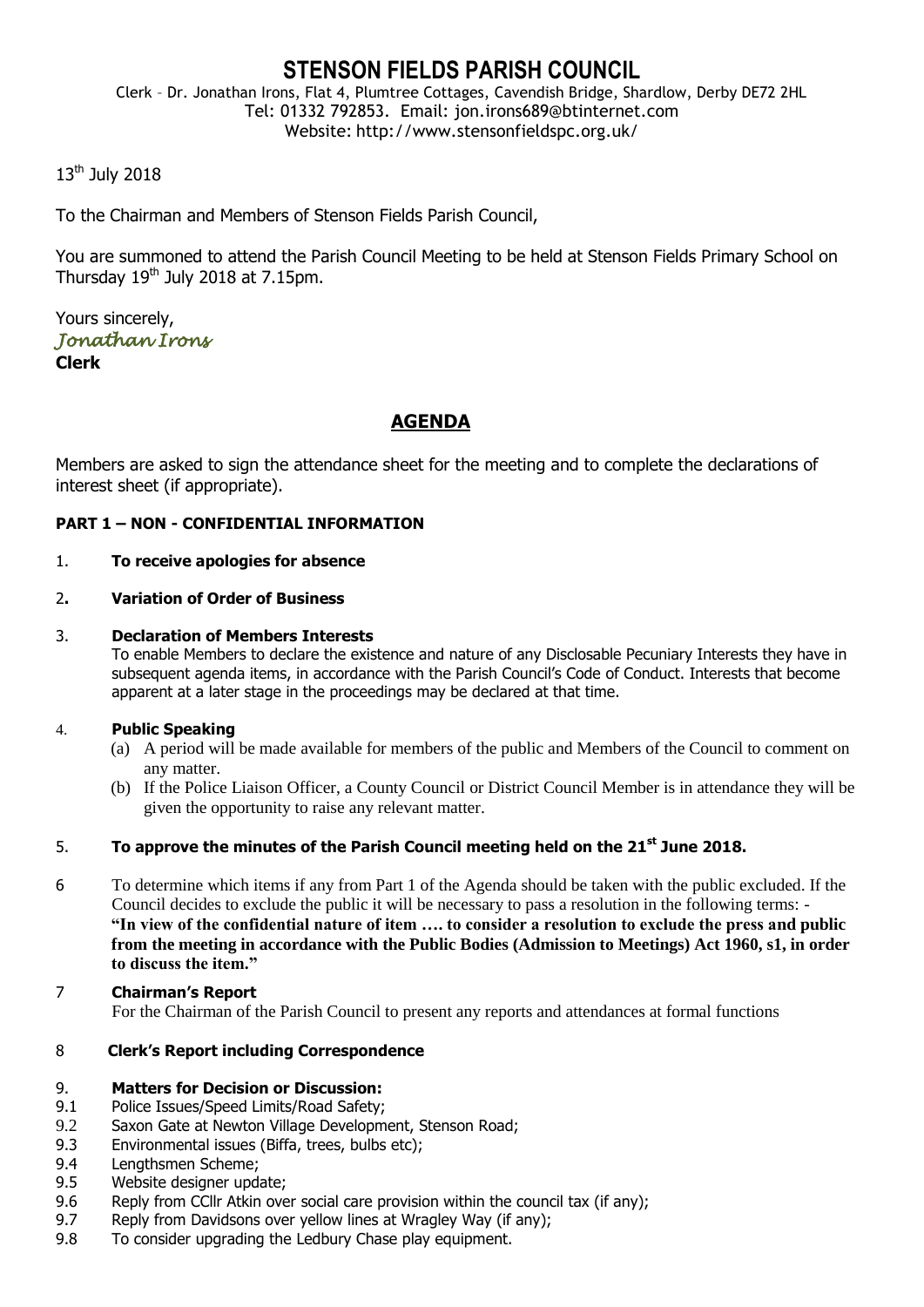# STENSON FIELDS PARISH COUNCIL

Clerk – Dr. Jonathan Irons, Flat 4, Plumtree Cottages, Cavendish Bridge, Shardlow, Derby DE72 2HL
Tel: 01332 792853. Email: jon.irons689@btinternet.com
Website: http://www.stensonfieldspc.org.uk/

13th July 2018

To the Chairman and Members of Stenson Fields Parish Council,

You are summoned to attend the Parish Council Meeting to be held at Stenson Fields Primary School on Thursday 19th July 2018 at 7.15pm.

Yours sincerely,
*Jonathan Irons*
**Clerk**

## AGENDA

Members are asked to sign the attendance sheet for the meeting and to complete the declarations of interest sheet (if appropriate).

**PART 1 – NON - CONFIDENTIAL INFORMATION**

1. **To receive apologies for absence**

2. **Variation of Order of Business**

3. **Declaration of Members Interests**
   To enable Members to declare the existence and nature of any Disclosable Pecuniary Interests they have in subsequent agenda items, in accordance with the Parish Council's Code of Conduct. Interests that become apparent at a later stage in the proceedings may be declared at that time.

4. **Public Speaking**
   (a) A period will be made available for members of the public and Members of the Council to comment on any matter.
   (b) If the Police Liaison Officer, a County Council or District Council Member is in attendance they will be given the opportunity to raise any relevant matter.

5. **To approve the minutes of the Parish Council meeting held on the 21st June 2018.**

6. To determine which items if any from Part 1 of the Agenda should be taken with the public excluded. If the Council decides to exclude the public it will be necessary to pass a resolution in the following terms: - **"In view of the confidential nature of item …. to consider a resolution to exclude the press and public from the meeting in accordance with the Public Bodies (Admission to Meetings) Act 1960, s1, in order to discuss the item."**

7. **Chairman's Report**
   For the Chairman of the Parish Council to present any reports and attendances at formal functions

8. **Clerk's Report including Correspondence**

9. **Matters for Decision or Discussion:**

9.1 Police Issues/Speed Limits/Road Safety;
9.2 Saxon Gate at Newton Village Development, Stenson Road;
9.3 Environmental issues (Biffa, trees, bulbs etc);
9.4 Lengthsmen Scheme;
9.5 Website designer update;
9.6 Reply from CCllr Atkin over social care provision within the council tax (if any);
9.7 Reply from Davidsons over yellow lines at Wragley Way (if any);
9.8 To consider upgrading the Ledbury Chase play equipment.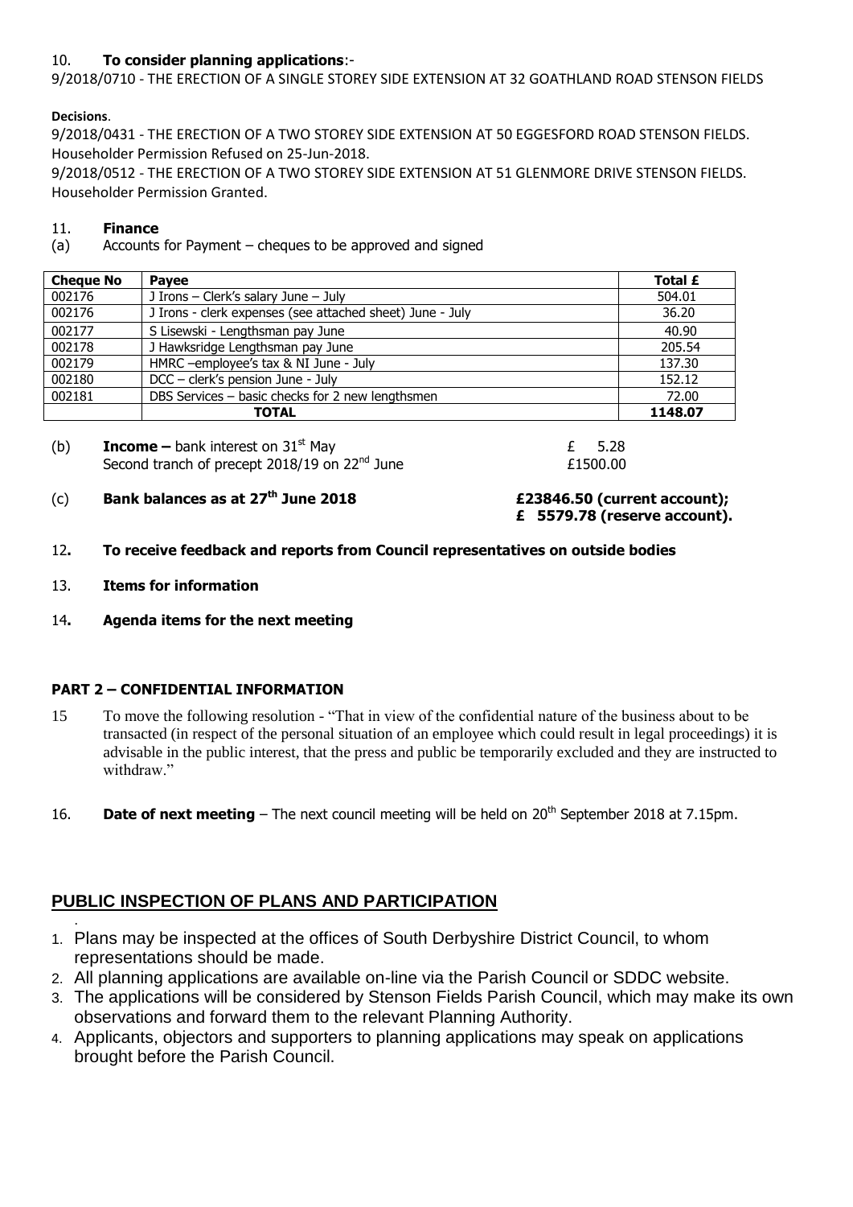10. **To consider planning applications**:-

9/2018/0710 - THE ERECTION OF A SINGLE STOREY SIDE EXTENSION AT 32 GOATHLAND ROAD STENSON FIELDS

**Decisions**.

9/2018/0431 - THE ERECTION OF A TWO STOREY SIDE EXTENSION AT 50 EGGESFORD ROAD STENSON FIELDS. Householder Permission Refused on 25-Jun-2018.

9/2018/0512 - THE ERECTION OF A TWO STOREY SIDE EXTENSION AT 51 GLENMORE DRIVE STENSON FIELDS. Householder Permission Granted.

11. **Finance**

(a) Accounts for Payment – cheques to be approved and signed

| Cheque No | Payee | Total £ |
|---|---|---|
| 002176 | J Irons – Clerk's salary June – July | 504.01 |
| 002176 | J Irons - clerk expenses (see attached sheet) June - July | 36.20 |
| 002177 | S Lisewski - Lengthsman pay June | 40.90 |
| 002178 | J Hawksridge Lengthsman pay June | 205.54 |
| 002179 | HMRC –employee's tax & NI June - July | 137.30 |
| 002180 | DCC – clerk's pension June - July | 152.12 |
| 002181 | DBS Services – basic checks for 2 new lengthsmen | 72.00 |
| | **TOTAL** | **1148.07** |

(b) **Income –** bank interest on 31st May £ 5.28
Second tranch of precept 2018/19 on 22nd June £1500.00

(c) **Bank balances as at 27th June 2018** **£23846.50 (current account); £ 5579.78 (reserve account).**

12**. To receive feedback and reports from Council representatives on outside bodies**

13. **Items for information**

14**. Agenda items for the next meeting**

**PART 2 – CONFIDENTIAL INFORMATION**

15 To move the following resolution - "That in view of the confidential nature of the business about to be transacted (in respect of the personal situation of an employee which could result in legal proceedings) it is advisable in the public interest, that the press and public be temporarily excluded and they are instructed to withdraw."

16. **Date of next meeting** – The next council meeting will be held on 20th September 2018 at 7.15pm.

## PUBLIC INSPECTION OF PLANS AND PARTICIPATION

1. Plans may be inspected at the offices of South Derbyshire District Council, to whom representations should be made.
2. All planning applications are available on-line via the Parish Council or SDDC website.
3. The applications will be considered by Stenson Fields Parish Council, which may make its own observations and forward them to the relevant Planning Authority.
4. Applicants, objectors and supporters to planning applications may speak on applications brought before the Parish Council.